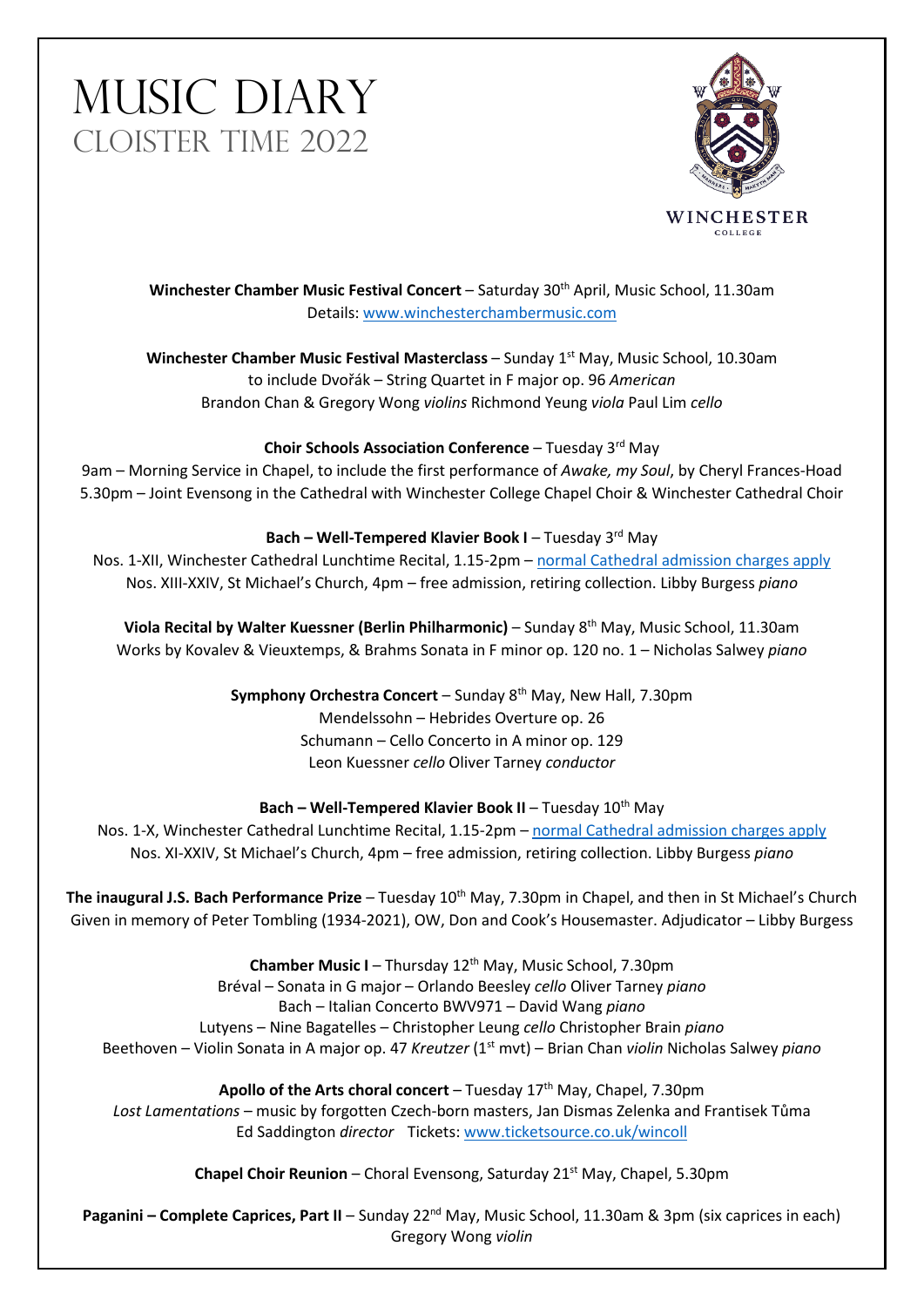# MUSIC DIARY
## CLOISTER TIME 2022

WINCHESTER COLLEGE

**Winchester Chamber Music Festival Concert** – Saturday 30th April, Music School, 11.30am
Details: www.winchesterchambermusic.com

**Winchester Chamber Music Festival Masterclass** – Sunday 1st May, Music School, 10.30am
to include Dvořák – String Quartet in F major op. 96 *American*
Brandon Chan & Gregory Wong *violins* Richmond Yeung *viola* Paul Lim *cello*

**Choir Schools Association Conference** – Tuesday 3rd May
9am – Morning Service in Chapel, to include the first performance of *Awake, my Soul*, by Cheryl Frances-Hoad
5.30pm – Joint Evensong in the Cathedral with Winchester College Chapel Choir & Winchester Cathedral Choir

**Bach – Well-Tempered Klavier Book I** – Tuesday 3rd May
Nos. 1-XII, Winchester Cathedral Lunchtime Recital, 1.15-2pm – normal Cathedral admission charges apply
Nos. XIII-XXIV, St Michael's Church, 4pm – free admission, retiring collection. Libby Burgess *piano*

**Viola Recital by Walter Kuessner (Berlin Philharmonic)** – Sunday 8th May, Music School, 11.30am
Works by Kovalev & Vieuxtemps, & Brahms Sonata in F minor op. 120 no. 1 – Nicholas Salwey *piano*

**Symphony Orchestra Concert** – Sunday 8th May, New Hall, 7.30pm
Mendelssohn – Hebrides Overture op. 26
Schumann – Cello Concerto in A minor op. 129
Leon Kuessner *cello* Oliver Tarney *conductor*

**Bach – Well-Tempered Klavier Book II** – Tuesday 10th May
Nos. 1-X, Winchester Cathedral Lunchtime Recital, 1.15-2pm – normal Cathedral admission charges apply
Nos. XI-XXIV, St Michael's Church, 4pm – free admission, retiring collection. Libby Burgess *piano*

**The inaugural J.S. Bach Performance Prize** – Tuesday 10th May, 7.30pm in Chapel, and then in St Michael's Church
Given in memory of Peter Tombling (1934-2021), OW, Don and Cook's Housemaster. Adjudicator – Libby Burgess

**Chamber Music I** – Thursday 12th May, Music School, 7.30pm
Bréval – Sonata in G major – Orlando Beesley *cello* Oliver Tarney *piano*
Bach – Italian Concerto BWV971 – David Wang *piano*
Lutyens – Nine Bagatelles – Christopher Leung *cello* Christopher Brain *piano*
Beethoven – Violin Sonata in A major op. 47 *Kreutzer* (1st mvt) – Brian Chan *violin* Nicholas Salwey *piano*

**Apollo of the Arts choral concert** – Tuesday 17th May, Chapel, 7.30pm
*Lost Lamentations* – music by forgotten Czech-born masters, Jan Dismas Zelenka and Frantisek Tůma
Ed Saddington *director* Tickets: www.ticketsource.co.uk/wincoll

**Chapel Choir Reunion** – Choral Evensong, Saturday 21st May, Chapel, 5.30pm

**Paganini – Complete Caprices, Part II** – Sunday 22nd May, Music School, 11.30am & 3pm (six caprices in each)
Gregory Wong *violin*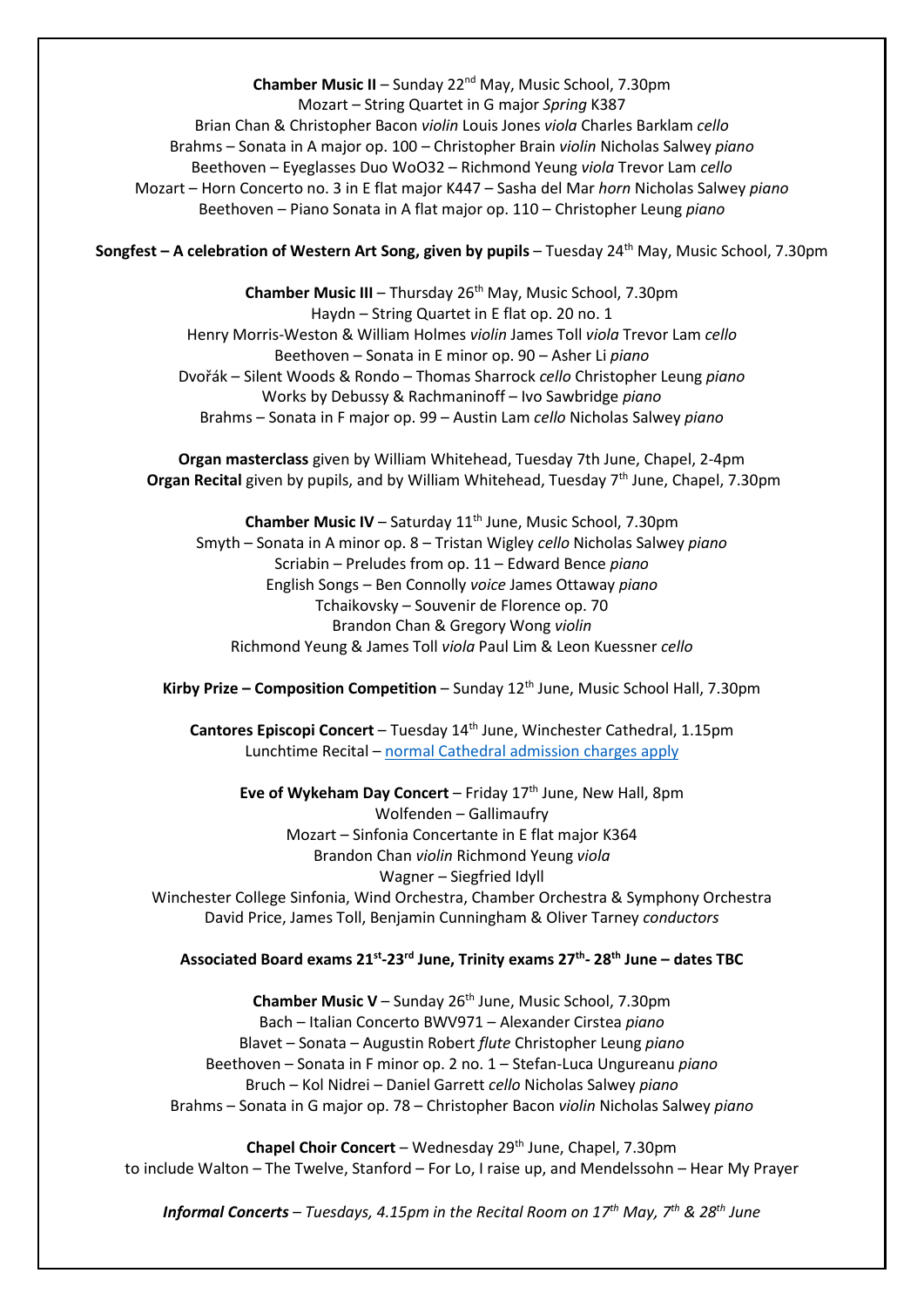**Chamber Music II** – Sunday 22nd May, Music School, 7.30pm
Mozart – String Quartet in G major *Spring* K387
Brian Chan & Christopher Bacon *violin* Louis Jones *viola* Charles Barklam *cello*
Brahms – Sonata in A major op. 100 – Christopher Brain *violin* Nicholas Salwey *piano*
Beethoven – Eyeglasses Duo WoO32 – Richmond Yeung *viola* Trevor Lam *cello*
Mozart – Horn Concerto no. 3 in E flat major K447 – Sasha del Mar *horn* Nicholas Salwey *piano*
Beethoven – Piano Sonata in A flat major op. 110 – Christopher Leung *piano*

**Songfest – A celebration of Western Art Song, given by pupils** – Tuesday 24th May, Music School, 7.30pm

**Chamber Music III** – Thursday 26th May, Music School, 7.30pm
Haydn – String Quartet in E flat op. 20 no. 1
Henry Morris-Weston & William Holmes *violin* James Toll *viola* Trevor Lam *cello*
Beethoven – Sonata in E minor op. 90 – Asher Li *piano*
Dvořák – Silent Woods & Rondo – Thomas Sharrock *cello* Christopher Leung *piano*
Works by Debussy & Rachmaninoff – Ivo Sawbridge *piano*
Brahms – Sonata in F major op. 99 – Austin Lam *cello* Nicholas Salwey *piano*

**Organ masterclass** given by William Whitehead, Tuesday 7th June, Chapel, 2-4pm
**Organ Recital** given by pupils, and by William Whitehead, Tuesday 7th June, Chapel, 7.30pm

**Chamber Music IV** – Saturday 11th June, Music School, 7.30pm
Smyth – Sonata in A minor op. 8 – Tristan Wigley *cello* Nicholas Salwey *piano*
Scriabin – Preludes from op. 11 – Edward Bence *piano*
English Songs – Ben Connolly *voice* James Ottaway *piano*
Tchaikovsky – Souvenir de Florence op. 70
Brandon Chan & Gregory Wong *violin*
Richmond Yeung & James Toll *viola* Paul Lim & Leon Kuessner *cello*

**Kirby Prize – Composition Competition** – Sunday 12th June, Music School Hall, 7.30pm

**Cantores Episcopi Concert** – Tuesday 14th June, Winchester Cathedral, 1.15pm
Lunchtime Recital – normal Cathedral admission charges apply

**Eve of Wykeham Day Concert** – Friday 17th June, New Hall, 8pm
Wolfenden – Gallimaufry
Mozart – Sinfonia Concertante in E flat major K364
Brandon Chan *violin* Richmond Yeung *viola*
Wagner – Siegfried Idyll
Winchester College Sinfonia, Wind Orchestra, Chamber Orchestra & Symphony Orchestra
David Price, James Toll, Benjamin Cunningham & Oliver Tarney *conductors*

**Associated Board exams 21st-23rd June, Trinity exams 27th- 28th June – dates TBC**

**Chamber Music V** – Sunday 26th June, Music School, 7.30pm
Bach – Italian Concerto BWV971 – Alexander Cirstea *piano*
Blavet – Sonata – Augustin Robert *flute* Christopher Leung *piano*
Beethoven – Sonata in F minor op. 2 no. 1 – Stefan-Luca Ungureanu *piano*
Bruch – Kol Nidrei – Daniel Garrett *cello* Nicholas Salwey *piano*
Brahms – Sonata in G major op. 78 – Christopher Bacon *violin* Nicholas Salwey *piano*

**Chapel Choir Concert** – Wednesday 29th June, Chapel, 7.30pm
to include Walton – The Twelve, Stanford – For Lo, I raise up, and Mendelssohn – Hear My Prayer

***Informal Concerts** – Tuesdays, 4.15pm in the Recital Room on 17th May, 7th & 28th June*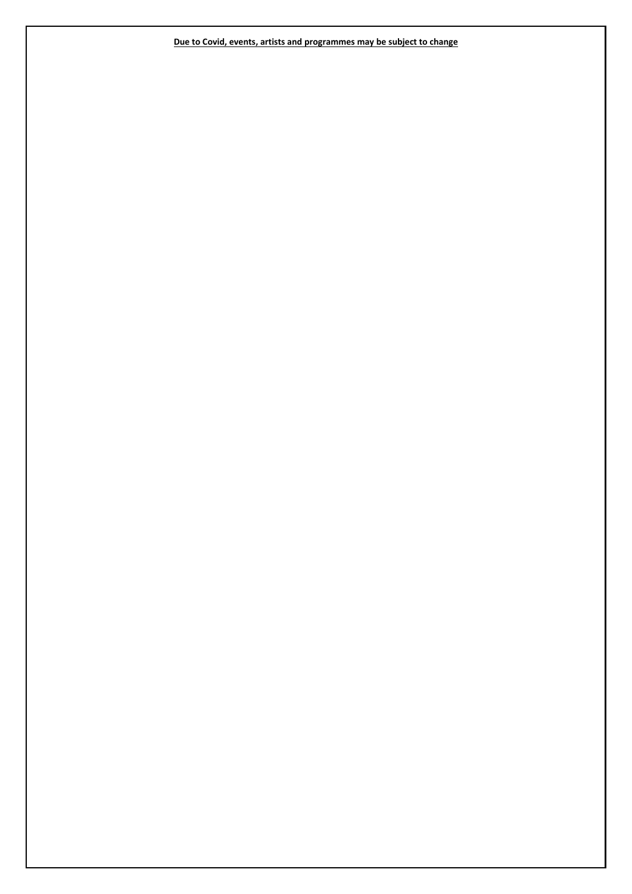**Due to Covid, events, artists and programmes may be subject to change**